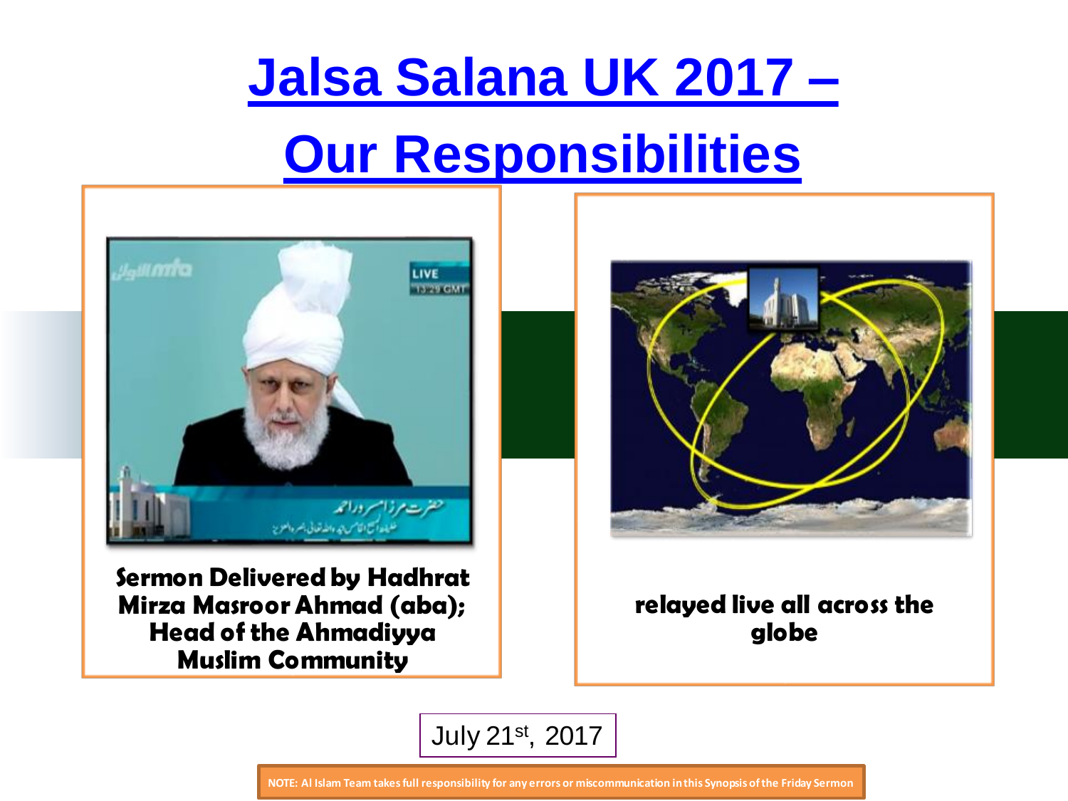# Jalsa Salana UK 2017 – Our Responsibilities

**Sermon Delivered by Hadhrat Mirza Masroor Ahmad (aba); Head of the Ahmadiyya Muslim Community**

**relayed live all across the globe**

July 21st, 2017

**NOTE: Al Islam Team takes full responsibility for any errors or miscommunication in this Synopsis of the Friday Sermon**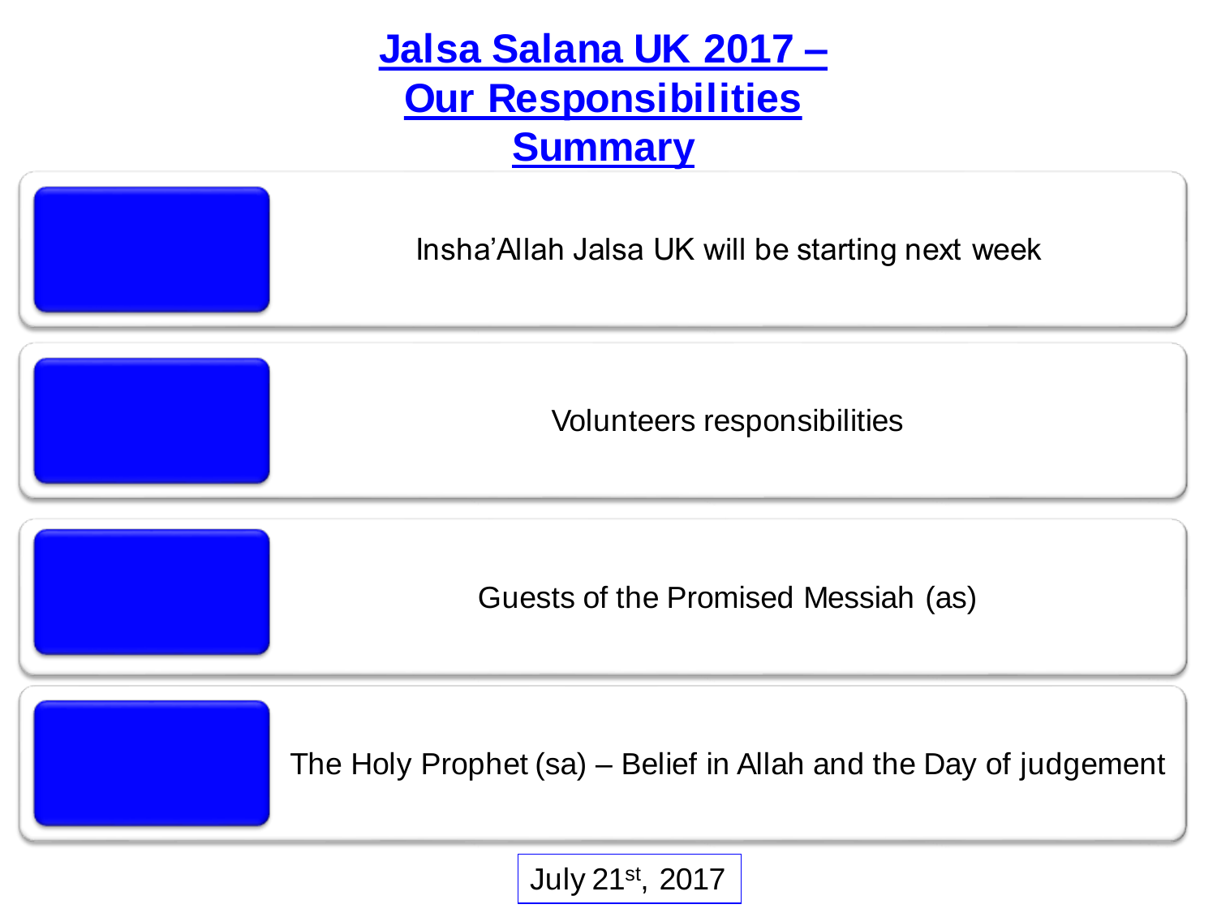# Jalsa Salana UK 2017 – Our Responsibilities Summary

- Insha'Allah Jalsa UK will be starting next week
- Volunteers responsibilities
- Guests of the Promised Messiah (as)
- The Holy Prophet (sa) – Belief in Allah and the Day of judgement

July 21st, 2017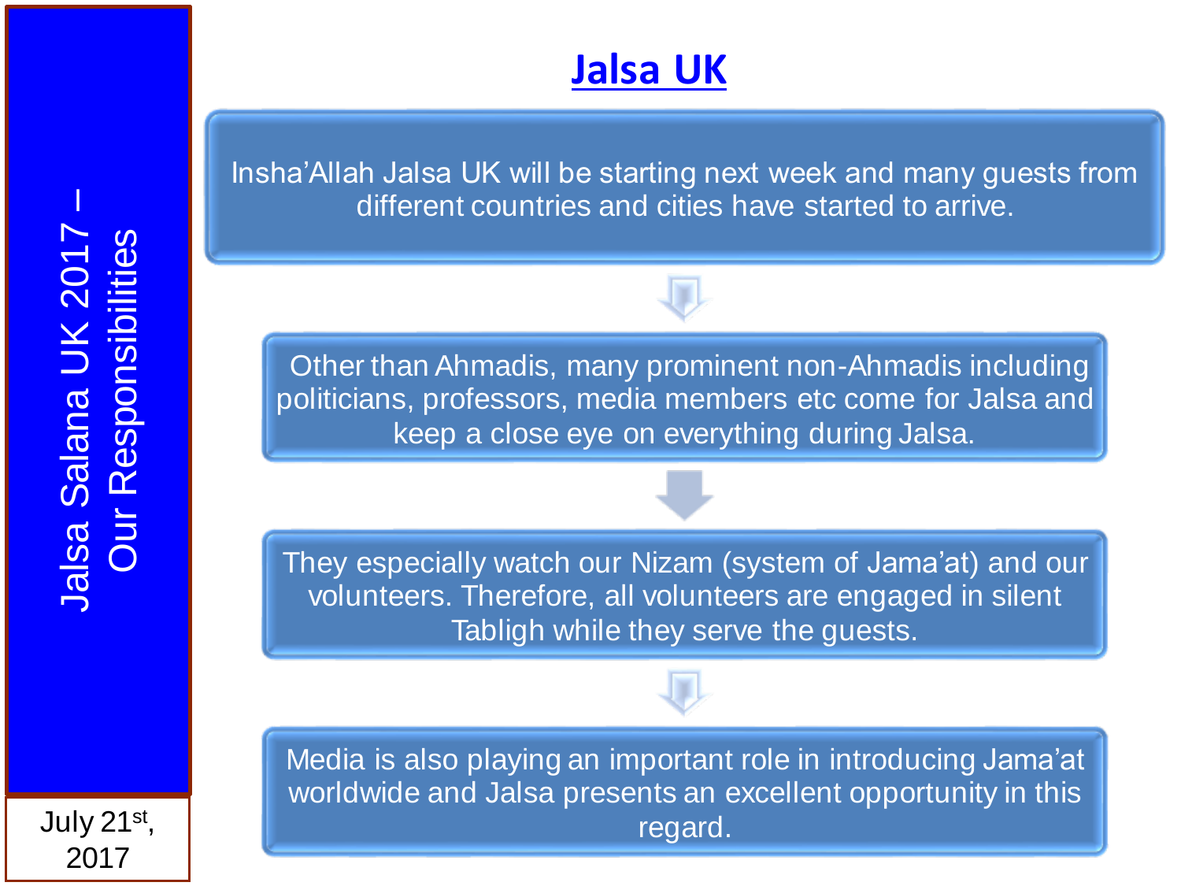Jalsa Salana UK 2017 – Our Responsibilities

July 21st, 2017

# Jalsa UK

Insha'Allah Jalsa UK will be starting next week and many guests from different countries and cities have started to arrive.

Other than Ahmadis, many prominent non-Ahmadis including politicians, professors, media members etc come for Jalsa and keep a close eye on everything during Jalsa.

They especially watch our Nizam (system of Jama'at) and our volunteers. Therefore, all volunteers are engaged in silent Tabligh while they serve the guests.

Media is also playing an important role in introducing Jama'at worldwide and Jalsa presents an excellent opportunity in this regard.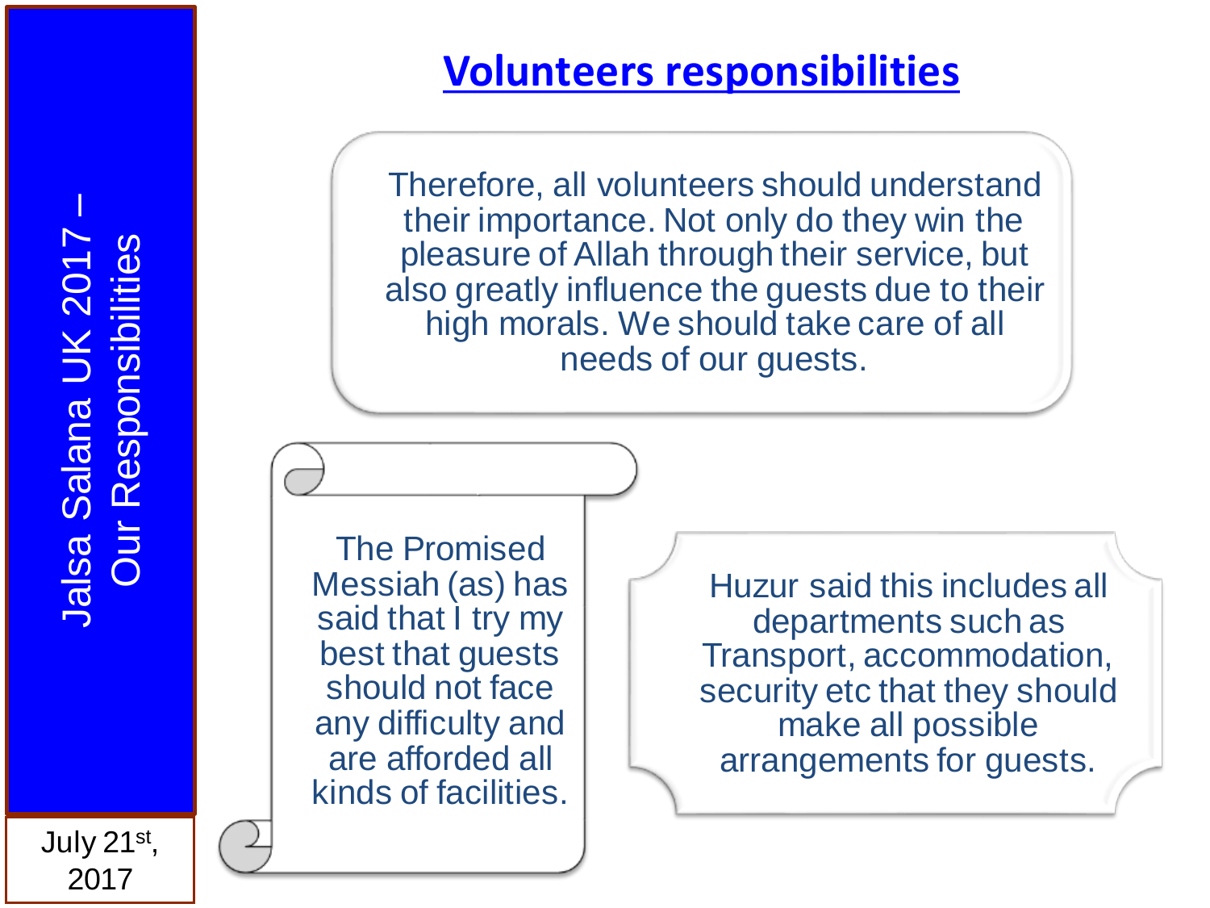# Volunteers responsibilities

Therefore, all volunteers should understand their importance. Not only do they win the pleasure of Allah through their service, but also greatly influence the guests due to their high morals. We should take care of all needs of our guests.

The Promised Messiah (as) has said that I try my best that guests should not face any difficulty and are afforded all kinds of facilities.

Huzur said this includes all departments such as Transport, accommodation, security etc that they should make all possible arrangements for guests.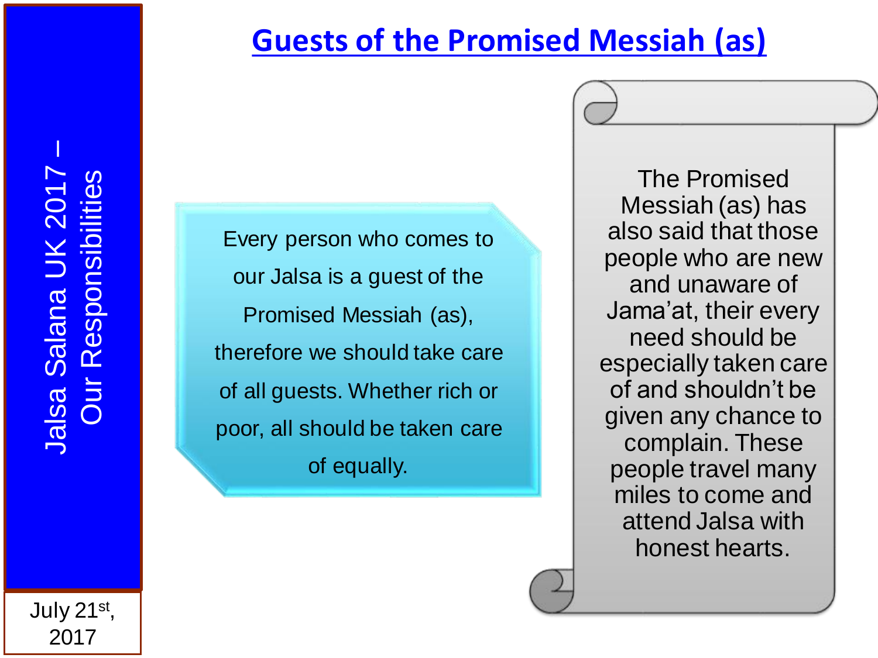## Guests of the Promised Messiah (as)

Jalsa Salana UK 2017 – Our Responsibilities

July 21st, 2017

Every person who comes to our Jalsa is a guest of the Promised Messiah (as), therefore we should take care of all guests. Whether rich or poor, all should be taken care of equally.

The Promised Messiah (as) has also said that those people who are new and unaware of Jama'at, their every need should be especially taken care of and shouldn't be given any chance to complain. These people travel many miles to come and attend Jalsa with honest hearts.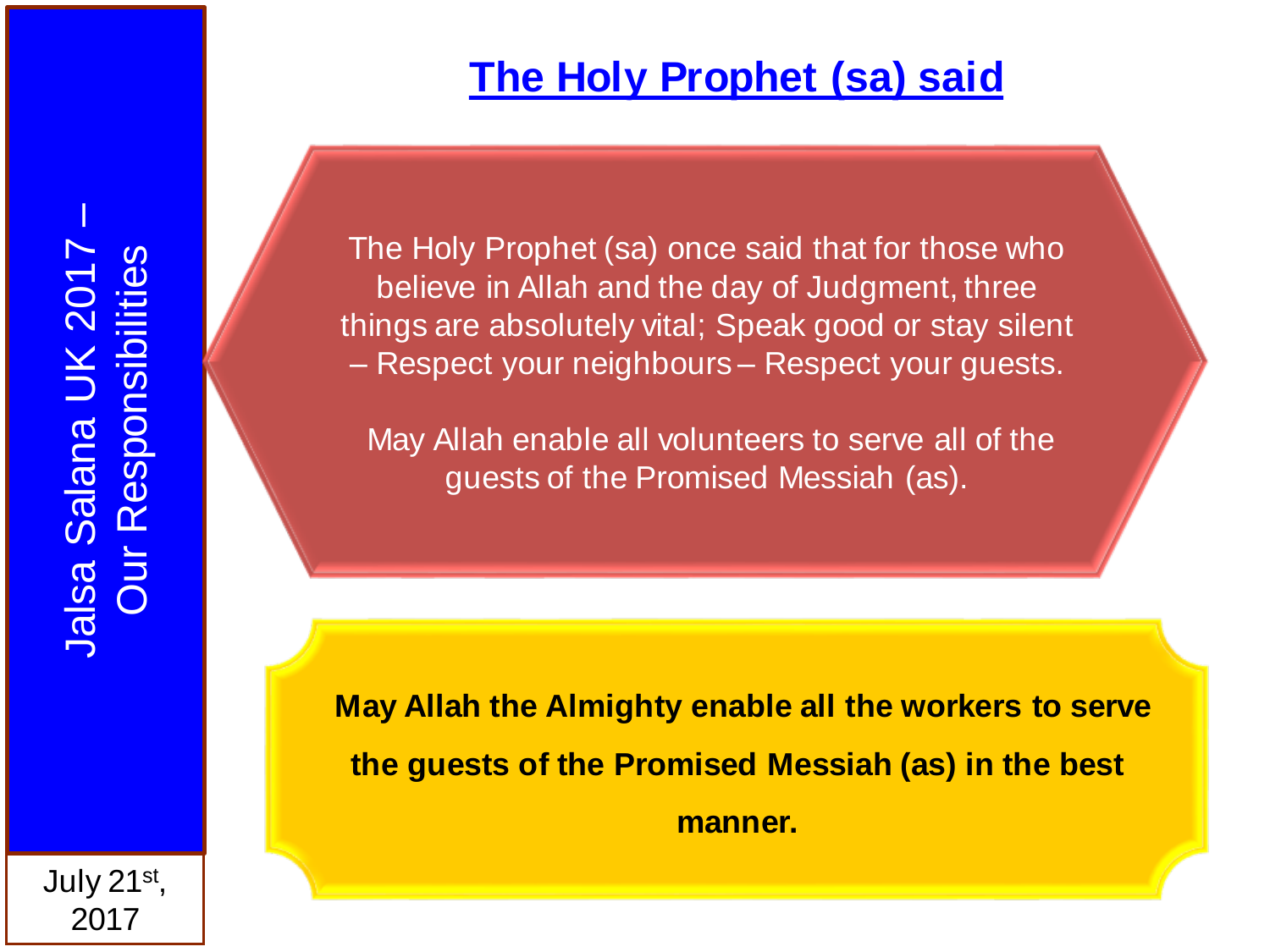Jalsa Salana UK 2017 – Our Responsibilities

July 21st, 2017

## The Holy Prophet (sa) said

The Holy Prophet (sa) once said that for those who believe in Allah and the day of Judgment, three things are absolutely vital; Speak good or stay silent – Respect your neighbours – Respect your guests.

May Allah enable all volunteers to serve all of the guests of the Promised Messiah (as).

**May Allah the Almighty enable all the workers to serve the guests of the Promised Messiah (as) in the best manner.**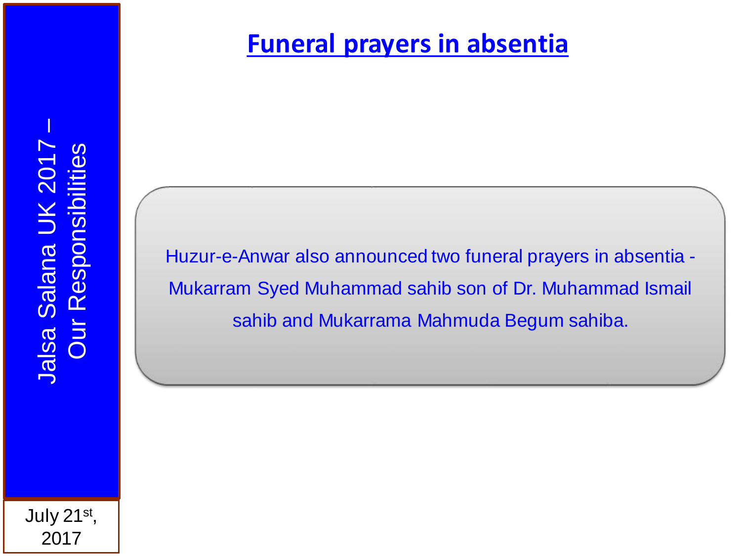# Funeral prayers in absentia

Huzur-e-Anwar also announced two funeral prayers in absentia - Mukarram Syed Muhammad sahib son of Dr. Muhammad Ismail sahib and Mukarrama Mahmuda Begum sahiba.